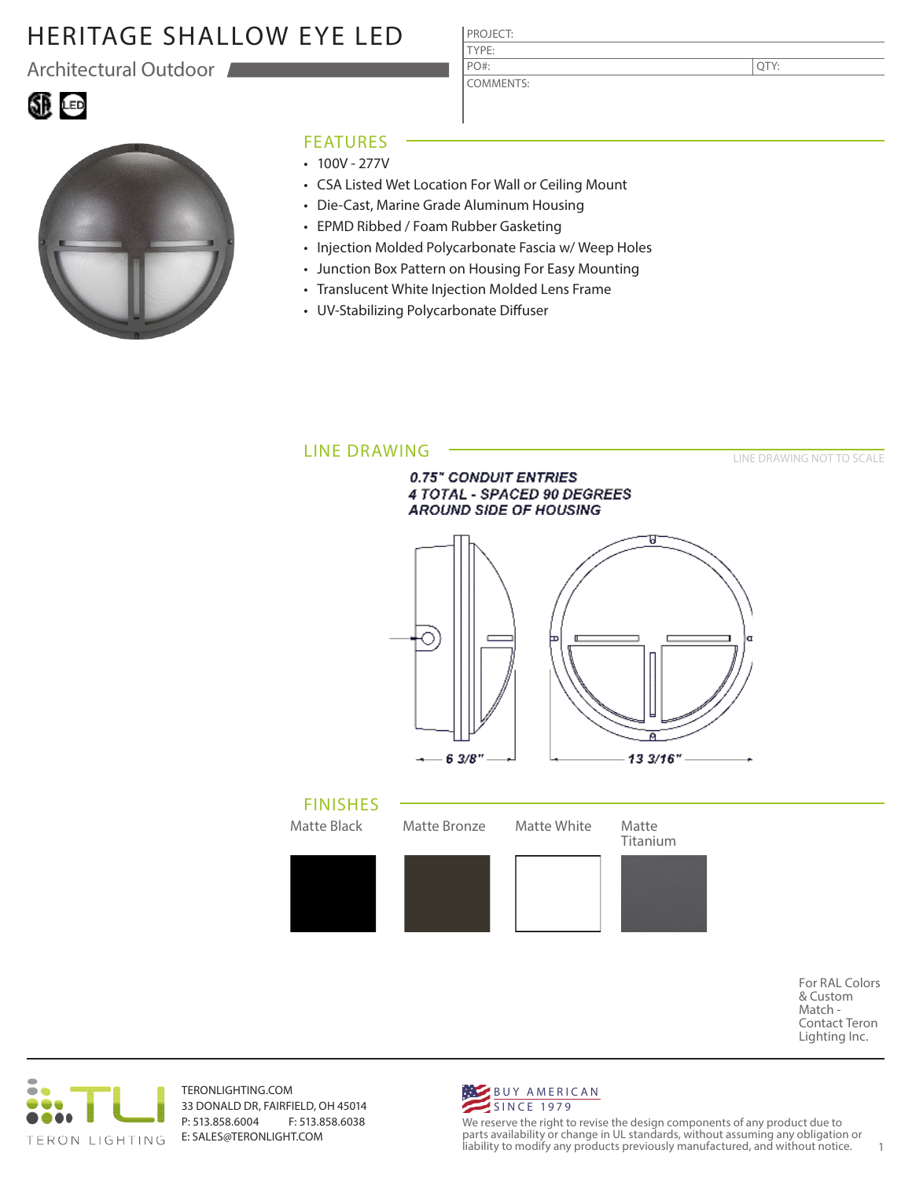# HERITAGE SHALLOW EYE LED

Architectural Outdoor

| PROJECT: | |
|---|---|
| TYPE: | |
| PO#: | QTY: |
| COMMENTS: | |

## FEATURES

- 100V - 277V
- CSA Listed Wet Location For Wall or Ceiling Mount
- Die-Cast, Marine Grade Aluminum Housing
- EPMD Ribbed / Foam Rubber Gasketing
- Injection Molded Polycarbonate Fascia w/ Weep Holes
- Junction Box Pattern on Housing For Easy Mounting
- Translucent White Injection Molded Lens Frame
- UV-Stabilizing Polycarbonate Diffuser

## LINE DRAWING

LINE DRAWING NOT TO SCALE

0.75" CONDUIT ENTRIES
4 TOTAL - SPACED 90 DEGREES
AROUND SIDE OF HOUSING

6 3/8"

13 3/16"

## FINISHES

Matte Black

Matte Bronze

Matte White

Matte Titanium

For RAL Colors & Custom Match - Contact Teron Lighting Inc.

TERON LIGHTING

TERONLIGHTING.COM
33 DONALD DR, FAIRFIELD, OH 45014
P: 513.858.6004 F: 513.858.6038
E: SALES@TERONLIGHT.COM

BUY AMERICAN
SINCE 1979

We reserve the right to revise the design components of any product due to parts availability or change in UL standards, without assuming any obligation or liability to modify any products previously manufactured, and without notice.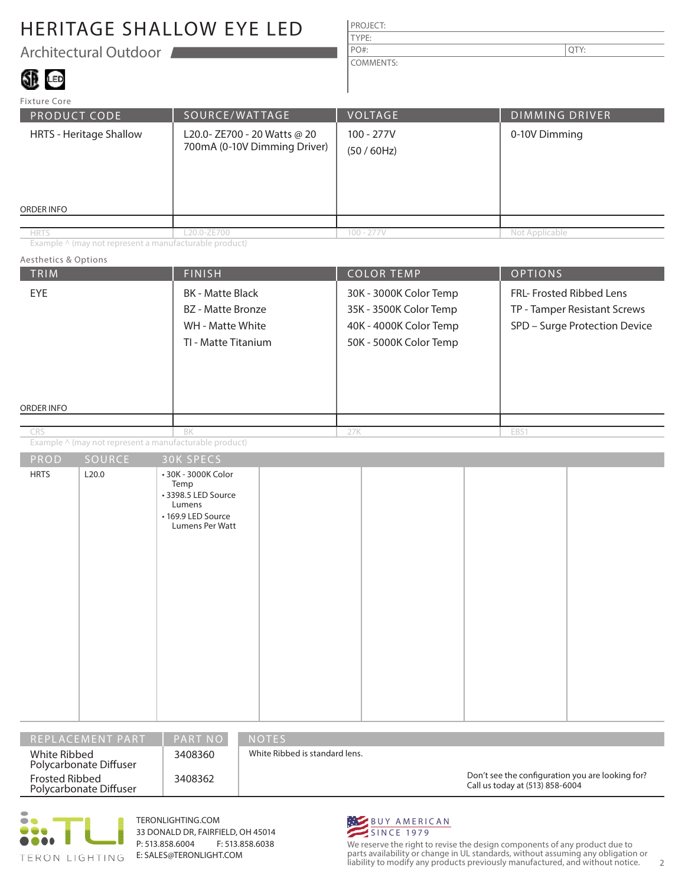# HERITAGE SHALLOW EYE LED

## Architectual Outdoor

| PROJECT: | |
|---|---|
| TYPE: | |
| PO#: | QTY: |
| COMMENTS: | |

Fixture Core

| PRODUCT CODE | SOURCE/WATTAGE | VOLTAGE | DIMMING DRIVER |
|---|---|---|---|
| HRTS - Heritage Shallow | L20.0- ZE700 - 20 Watts @ 20 700mA (0-10V Dimming Driver) | 100 - 277V (50 / 60Hz) | 0-10V Dimming |
| ORDER INFO | | | |
| HRTS | L20.0-ZE700 | 100 - 277V | Not Applicable |

Example ^ (may not represent a manufacturable product)

Aesthetics & Options

| TRIM | FINISH | COLOR TEMP | OPTIONS |
|---|---|---|---|
| EYE | BK - Matte Black<br>BZ - Matte Bronze<br>WH - Matte White<br>TI - Matte Titanium | 30K - 3000K Color Temp<br>35K - 3500K Color Temp<br>40K - 4000K Color Temp<br>50K - 5000K Color Temp | FRL- Frosted Ribbed Lens<br>TP - Tamper Resistant Screws<br>SPD – Surge Protection Device |
| ORDER INFO | | | |
| CRS | BK | 27K | EB51 |

Example ^ (may not represent a manufacturable product)

| PROD | SOURCE | 30K SPECS | | | | |
|---|---|---|---|---|---|---|
| HRTS | L20.0 | • 30K - 3000K Color Temp<br>• 3398.5 LED Source Lumens<br>• 169.9 LED Source Lumens Per Watt | | | | |

| REPLACEMENT PART | PART NO | NOTES |
|---|---|---|
| White Ribbed Polycarbonate Diffuser | 3408360 | White Ribbed is standard lens. |
| Frosted Ribbed Polycarbonate Diffuser | 3408362 | |

Don't see the configuration you are looking for? Call us today at (513) 858-6004

TERON LIGHTING

TERONLIGHTING.COM
33 DONALD DR, FAIRFIELD, OH 45014
P: 513.858.6004 F: 513.858.6038
E: SALES@TERONLIGHT.COM

BUY AMERICAN SINCE 1979

We reserve the right to revise the design components of any product due to parts availability or change in UL standards, without assuming any obligation or liability to modify any products previously manufactured, and without notice.